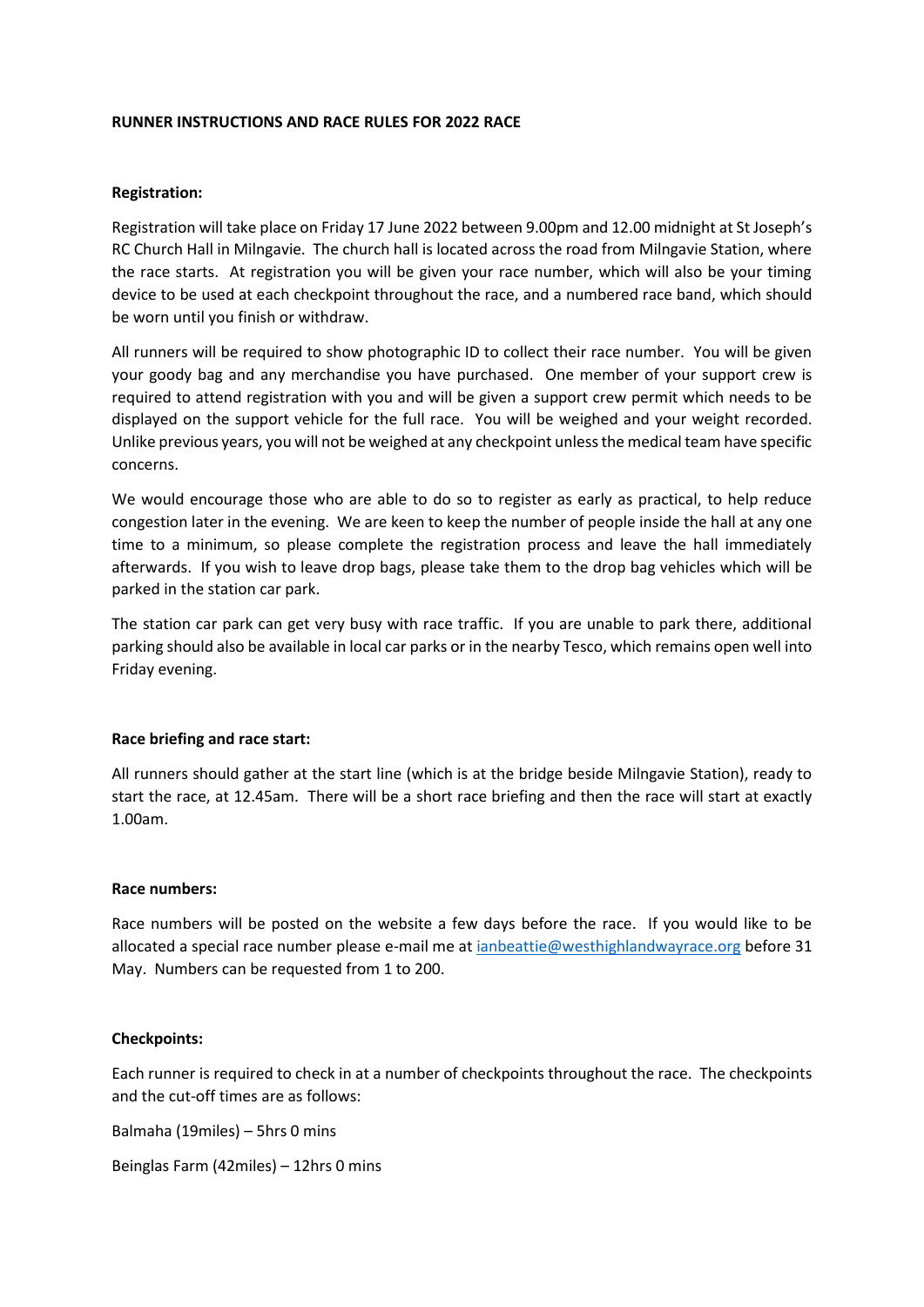# RUNNER INSTRUCTIONS AND RACE RULES FOR 2022 RACE

## Registration:

Registration will take place on Friday 17 June 2022 between 9.00pm and 12.00 midnight at St Joseph's RC Church Hall in Milngavie. The church hall is located across the road from Milngavie Station, where the race starts. At registration you will be given your race number, which will also be your timing device to be used at each checkpoint throughout the race, and a numbered race band, which should be worn until you finish or withdraw.

All runners will be required to show photographic ID to collect their race number. You will be given your goody bag and any merchandise you have purchased. One member of your support crew is required to attend registration with you and will be given a support crew permit which needs to be displayed on the support vehicle for the full race. You will be weighed and your weight recorded. Unlike previous years, you will not be weighed at any checkpoint unless the medical team have specific concerns.

We would encourage those who are able to do so to register as early as practical, to help reduce congestion later in the evening. We are keen to keep the number of people inside the hall at any one time to a minimum, so please complete the registration process and leave the hall immediately afterwards. If you wish to leave drop bags, please take them to the drop bag vehicles which will be parked in the station car park.

The station car park can get very busy with race traffic. If you are unable to park there, additional parking should also be available in local car parks or in the nearby Tesco, which remains open well into Friday evening.

## Race briefing and race start:

All runners should gather at the start line (which is at the bridge beside Milngavie Station), ready to start the race, at 12.45am. There will be a short race briefing and then the race will start at exactly 1.00am.

## Race numbers:

Race numbers will be posted on the website a few days before the race. If you would like to be allocated a special race number please e-mail me at [ianbeattie@westhighlandwayrace.org](mailto:ianbeattie@westhighlandwayrace.org) before 31 May. Numbers can be requested from 1 to 200.

## Checkpoints:

Each runner is required to check in at a number of checkpoints throughout the race. The checkpoints and the cut-off times are as follows:

Balmaha (19miles) – 5hrs 0 mins

Beinglas Farm (42miles) – 12hrs 0 mins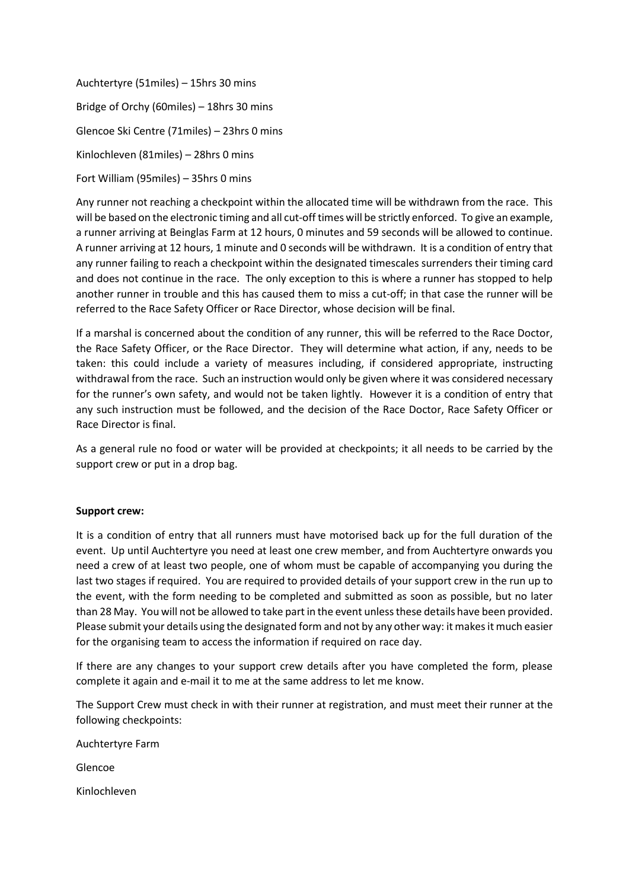Auchtertyre (51miles) – 15hrs 30 mins

Bridge of Orchy (60miles) – 18hrs 30 mins

Glencoe Ski Centre (71miles) – 23hrs 0 mins

Kinlochleven (81miles) – 28hrs 0 mins

Fort William (95miles) – 35hrs 0 mins

Any runner not reaching a checkpoint within the allocated time will be withdrawn from the race. This will be based on the electronic timing and all cut-off times will be strictly enforced. To give an example, a runner arriving at Beinglas Farm at 12 hours, 0 minutes and 59 seconds will be allowed to continue. A runner arriving at 12 hours, 1 minute and 0 seconds will be withdrawn. It is a condition of entry that any runner failing to reach a checkpoint within the designated timescales surrenders their timing card and does not continue in the race. The only exception to this is where a runner has stopped to help another runner in trouble and this has caused them to miss a cut-off; in that case the runner will be referred to the Race Safety Officer or Race Director, whose decision will be final.

If a marshal is concerned about the condition of any runner, this will be referred to the Race Doctor, the Race Safety Officer, or the Race Director. They will determine what action, if any, needs to be taken: this could include a variety of measures including, if considered appropriate, instructing withdrawal from the race. Such an instruction would only be given where it was considered necessary for the runner's own safety, and would not be taken lightly. However it is a condition of entry that any such instruction must be followed, and the decision of the Race Doctor, Race Safety Officer or Race Director is final.

As a general rule no food or water will be provided at checkpoints; it all needs to be carried by the support crew or put in a drop bag.

**Support crew:**

It is a condition of entry that all runners must have motorised back up for the full duration of the event. Up until Auchtertyre you need at least one crew member, and from Auchtertyre onwards you need a crew of at least two people, one of whom must be capable of accompanying you during the last two stages if required. You are required to provided details of your support crew in the run up to the event, with the form needing to be completed and submitted as soon as possible, but no later than 28 May. You will not be allowed to take part in the event unless these details have been provided. Please submit your details using the designated form and not by any other way: it makes it much easier for the organising team to access the information if required on race day.

If there are any changes to your support crew details after you have completed the form, please complete it again and e-mail it to me at the same address to let me know.

The Support Crew must check in with their runner at registration, and must meet their runner at the following checkpoints:

Auchtertyre Farm

Glencoe

Kinlochleven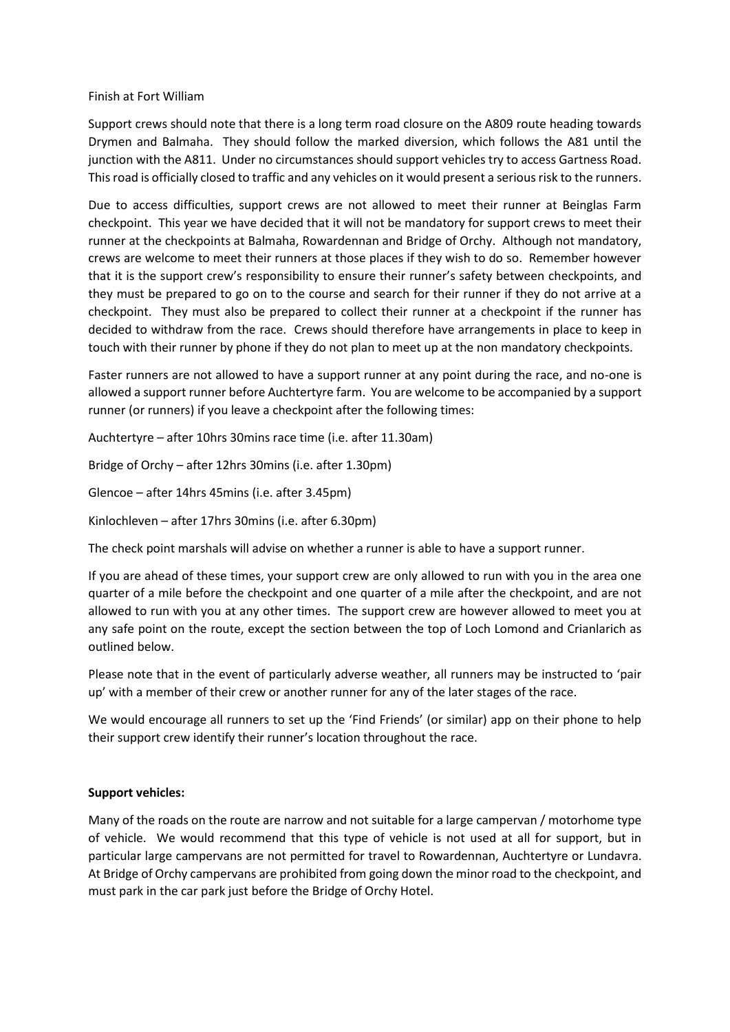Finish at Fort William

Support crews should note that there is a long term road closure on the A809 route heading towards Drymen and Balmaha. They should follow the marked diversion, which follows the A81 until the junction with the A811. Under no circumstances should support vehicles try to access Gartness Road. This road is officially closed to traffic and any vehicles on it would present a serious risk to the runners.

Due to access difficulties, support crews are not allowed to meet their runner at Beinglas Farm checkpoint. This year we have decided that it will not be mandatory for support crews to meet their runner at the checkpoints at Balmaha, Rowardennan and Bridge of Orchy. Although not mandatory, crews are welcome to meet their runners at those places if they wish to do so. Remember however that it is the support crew's responsibility to ensure their runner's safety between checkpoints, and they must be prepared to go on to the course and search for their runner if they do not arrive at a checkpoint. They must also be prepared to collect their runner at a checkpoint if the runner has decided to withdraw from the race. Crews should therefore have arrangements in place to keep in touch with their runner by phone if they do not plan to meet up at the non mandatory checkpoints.

Faster runners are not allowed to have a support runner at any point during the race, and no-one is allowed a support runner before Auchtertyre farm. You are welcome to be accompanied by a support runner (or runners) if you leave a checkpoint after the following times:

Auchtertyre – after 10hrs 30mins race time (i.e. after 11.30am)

Bridge of Orchy – after 12hrs 30mins (i.e. after 1.30pm)

Glencoe – after 14hrs 45mins (i.e. after 3.45pm)

Kinlochleven – after 17hrs 30mins (i.e. after 6.30pm)

The check point marshals will advise on whether a runner is able to have a support runner.

If you are ahead of these times, your support crew are only allowed to run with you in the area one quarter of a mile before the checkpoint and one quarter of a mile after the checkpoint, and are not allowed to run with you at any other times. The support crew are however allowed to meet you at any safe point on the route, except the section between the top of Loch Lomond and Crianlarich as outlined below.

Please note that in the event of particularly adverse weather, all runners may be instructed to 'pair up' with a member of their crew or another runner for any of the later stages of the race.

We would encourage all runners to set up the 'Find Friends' (or similar) app on their phone to help their support crew identify their runner's location throughout the race.

**Support vehicles:**

Many of the roads on the route are narrow and not suitable for a large campervan / motorhome type of vehicle. We would recommend that this type of vehicle is not used at all for support, but in particular large campervans are not permitted for travel to Rowardennan, Auchtertyre or Lundavra. At Bridge of Orchy campervans are prohibited from going down the minor road to the checkpoint, and must park in the car park just before the Bridge of Orchy Hotel.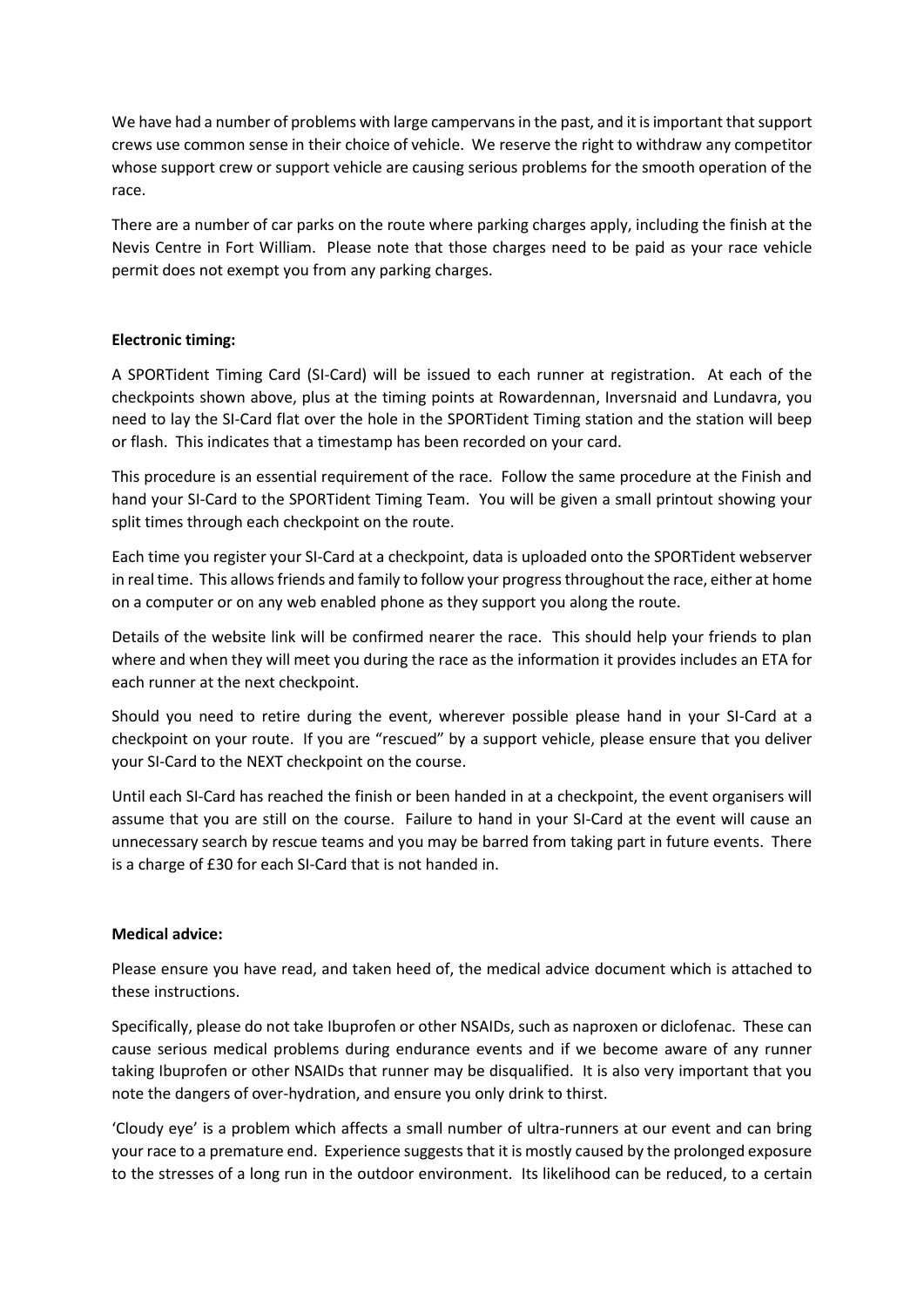We have had a number of problems with large campervans in the past, and it is important that support crews use common sense in their choice of vehicle. We reserve the right to withdraw any competitor whose support crew or support vehicle are causing serious problems for the smooth operation of the race.

There are a number of car parks on the route where parking charges apply, including the finish at the Nevis Centre in Fort William. Please note that those charges need to be paid as your race vehicle permit does not exempt you from any parking charges.

**Electronic timing:**

A SPORTident Timing Card (SI-Card) will be issued to each runner at registration. At each of the checkpoints shown above, plus at the timing points at Rowardennan, Inversnaid and Lundavra, you need to lay the SI-Card flat over the hole in the SPORTident Timing station and the station will beep or flash. This indicates that a timestamp has been recorded on your card.

This procedure is an essential requirement of the race. Follow the same procedure at the Finish and hand your SI-Card to the SPORTident Timing Team. You will be given a small printout showing your split times through each checkpoint on the route.

Each time you register your SI-Card at a checkpoint, data is uploaded onto the SPORTident webserver in real time. This allows friends and family to follow your progress throughout the race, either at home on a computer or on any web enabled phone as they support you along the route.

Details of the website link will be confirmed nearer the race. This should help your friends to plan where and when they will meet you during the race as the information it provides includes an ETA for each runner at the next checkpoint.

Should you need to retire during the event, wherever possible please hand in your SI-Card at a checkpoint on your route. If you are "rescued" by a support vehicle, please ensure that you deliver your SI-Card to the NEXT checkpoint on the course.

Until each SI-Card has reached the finish or been handed in at a checkpoint, the event organisers will assume that you are still on the course. Failure to hand in your SI-Card at the event will cause an unnecessary search by rescue teams and you may be barred from taking part in future events. There is a charge of £30 for each SI-Card that is not handed in.

**Medical advice:**

Please ensure you have read, and taken heed of, the medical advice document which is attached to these instructions.

Specifically, please do not take Ibuprofen or other NSAIDs, such as naproxen or diclofenac. These can cause serious medical problems during endurance events and if we become aware of any runner taking Ibuprofen or other NSAIDs that runner may be disqualified. It is also very important that you note the dangers of over-hydration, and ensure you only drink to thirst.

'Cloudy eye' is a problem which affects a small number of ultra-runners at our event and can bring your race to a premature end. Experience suggests that it is mostly caused by the prolonged exposure to the stresses of a long run in the outdoor environment. Its likelihood can be reduced, to a certain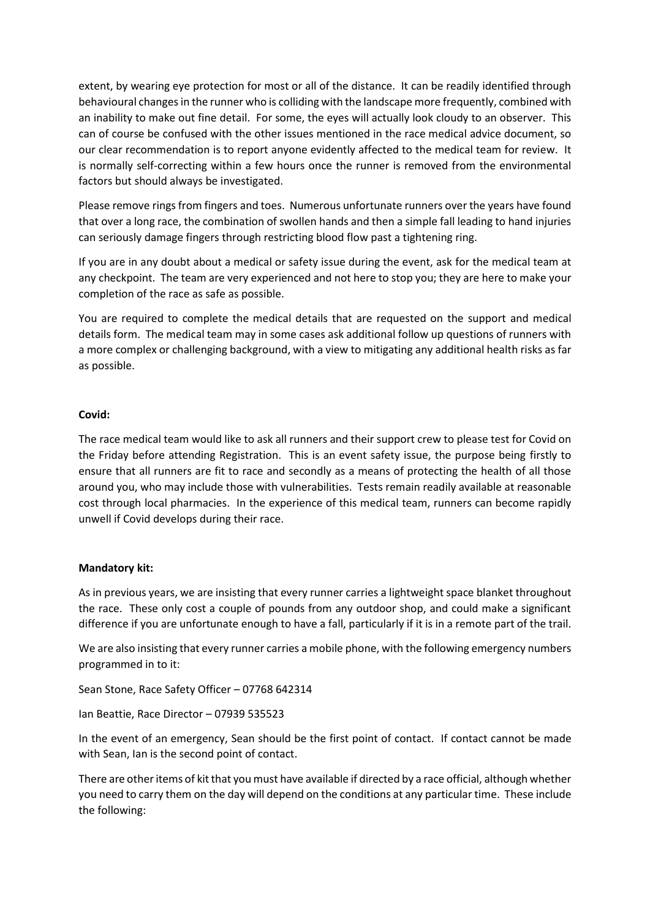extent, by wearing eye protection for most or all of the distance. It can be readily identified through behavioural changes in the runner who is colliding with the landscape more frequently, combined with an inability to make out fine detail. For some, the eyes will actually look cloudy to an observer. This can of course be confused with the other issues mentioned in the race medical advice document, so our clear recommendation is to report anyone evidently affected to the medical team for review. It is normally self-correcting within a few hours once the runner is removed from the environmental factors but should always be investigated.

Please remove rings from fingers and toes. Numerous unfortunate runners over the years have found that over a long race, the combination of swollen hands and then a simple fall leading to hand injuries can seriously damage fingers through restricting blood flow past a tightening ring.

If you are in any doubt about a medical or safety issue during the event, ask for the medical team at any checkpoint. The team are very experienced and not here to stop you; they are here to make your completion of the race as safe as possible.

You are required to complete the medical details that are requested on the support and medical details form. The medical team may in some cases ask additional follow up questions of runners with a more complex or challenging background, with a view to mitigating any additional health risks as far as possible.

**Covid:**

The race medical team would like to ask all runners and their support crew to please test for Covid on the Friday before attending Registration. This is an event safety issue, the purpose being firstly to ensure that all runners are fit to race and secondly as a means of protecting the health of all those around you, who may include those with vulnerabilities. Tests remain readily available at reasonable cost through local pharmacies. In the experience of this medical team, runners can become rapidly unwell if Covid develops during their race.

**Mandatory kit:**

As in previous years, we are insisting that every runner carries a lightweight space blanket throughout the race. These only cost a couple of pounds from any outdoor shop, and could make a significant difference if you are unfortunate enough to have a fall, particularly if it is in a remote part of the trail.

We are also insisting that every runner carries a mobile phone, with the following emergency numbers programmed in to it:

Sean Stone, Race Safety Officer – 07768 642314

Ian Beattie, Race Director – 07939 535523

In the event of an emergency, Sean should be the first point of contact. If contact cannot be made with Sean, Ian is the second point of contact.

There are other items of kit that you must have available if directed by a race official, although whether you need to carry them on the day will depend on the conditions at any particular time. These include the following: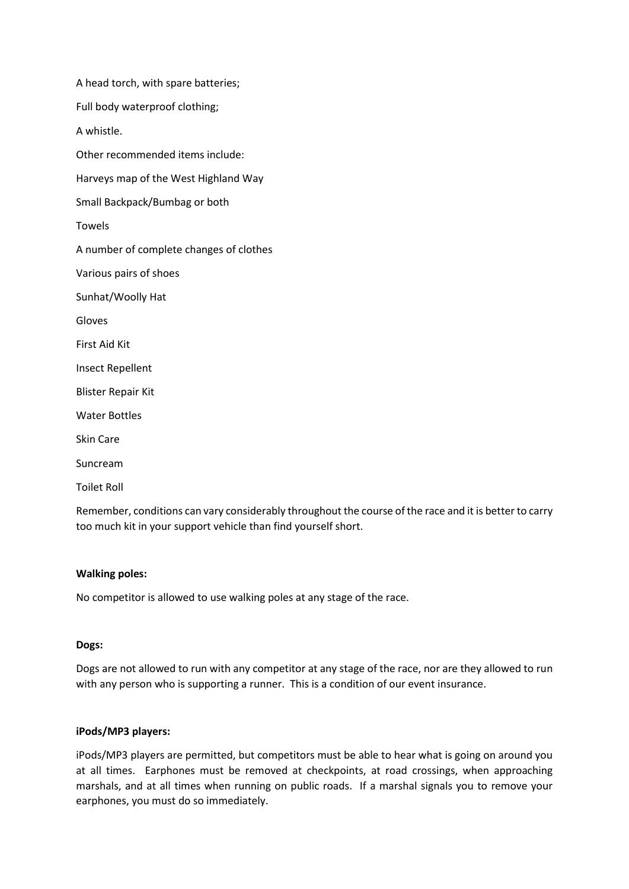A head torch, with spare batteries;

Full body waterproof clothing;

A whistle.

Other recommended items include:

Harveys map of the West Highland Way

Small Backpack/Bumbag or both

Towels

A number of complete changes of clothes

Various pairs of shoes

Sunhat/Woolly Hat

Gloves

First Aid Kit

Insect Repellent

Blister Repair Kit

Water Bottles

Skin Care

Suncream

Toilet Roll

Remember, conditions can vary considerably throughout the course of the race and it is better to carry too much kit in your support vehicle than find yourself short.

**Walking poles:**

No competitor is allowed to use walking poles at any stage of the race.

**Dogs:**

Dogs are not allowed to run with any competitor at any stage of the race, nor are they allowed to run with any person who is supporting a runner. This is a condition of our event insurance.

**iPods/MP3 players:**

iPods/MP3 players are permitted, but competitors must be able to hear what is going on around you at all times. Earphones must be removed at checkpoints, at road crossings, when approaching marshals, and at all times when running on public roads. If a marshal signals you to remove your earphones, you must do so immediately.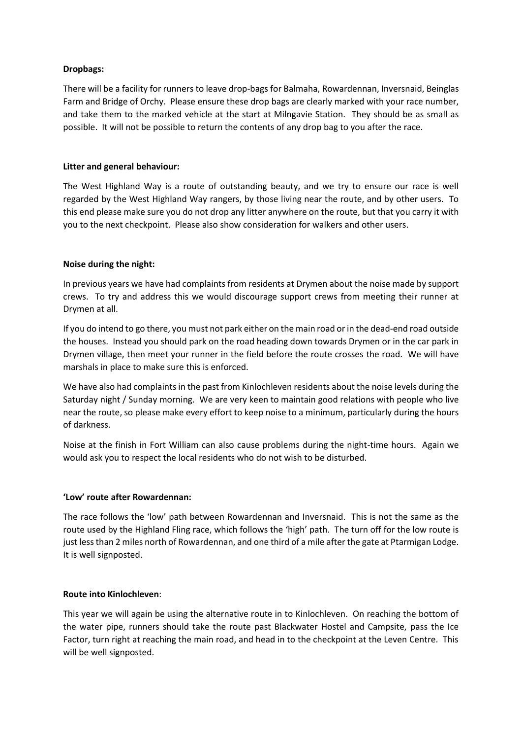**Dropbags:**

There will be a facility for runners to leave drop-bags for Balmaha, Rowardennan, Inversnaid, Beinglas Farm and Bridge of Orchy. Please ensure these drop bags are clearly marked with your race number, and take them to the marked vehicle at the start at Milngavie Station. They should be as small as possible. It will not be possible to return the contents of any drop bag to you after the race.

**Litter and general behaviour:**

The West Highland Way is a route of outstanding beauty, and we try to ensure our race is well regarded by the West Highland Way rangers, by those living near the route, and by other users. To this end please make sure you do not drop any litter anywhere on the route, but that you carry it with you to the next checkpoint. Please also show consideration for walkers and other users.

**Noise during the night:**

In previous years we have had complaints from residents at Drymen about the noise made by support crews. To try and address this we would discourage support crews from meeting their runner at Drymen at all.

If you do intend to go there, you must not park either on the main road or in the dead-end road outside the houses. Instead you should park on the road heading down towards Drymen or in the car park in Drymen village, then meet your runner in the field before the route crosses the road. We will have marshals in place to make sure this is enforced.

We have also had complaints in the past from Kinlochleven residents about the noise levels during the Saturday night / Sunday morning. We are very keen to maintain good relations with people who live near the route, so please make every effort to keep noise to a minimum, particularly during the hours of darkness.

Noise at the finish in Fort William can also cause problems during the night-time hours. Again we would ask you to respect the local residents who do not wish to be disturbed.

**'Low' route after Rowardennan:**

The race follows the 'low' path between Rowardennan and Inversnaid. This is not the same as the route used by the Highland Fling race, which follows the 'high' path. The turn off for the low route is just less than 2 miles north of Rowardennan, and one third of a mile after the gate at Ptarmigan Lodge. It is well signposted.

**Route into Kinlochleven**:

This year we will again be using the alternative route in to Kinlochleven. On reaching the bottom of the water pipe, runners should take the route past Blackwater Hostel and Campsite, pass the Ice Factor, turn right at reaching the main road, and head in to the checkpoint at the Leven Centre. This will be well signposted.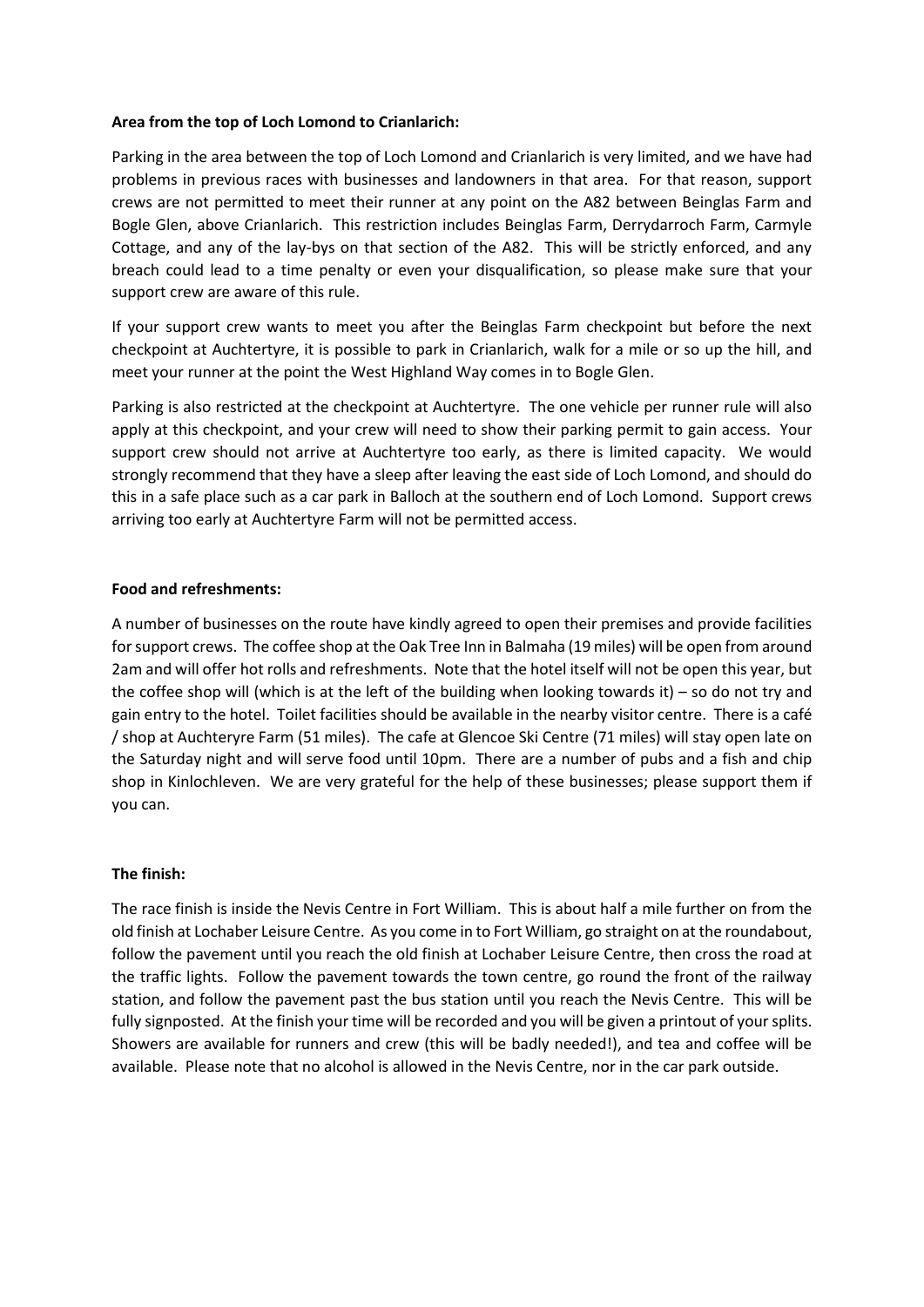**Area from the top of Loch Lomond to Crianlarich:**

Parking in the area between the top of Loch Lomond and Crianlarich is very limited, and we have had problems in previous races with businesses and landowners in that area. For that reason, support crews are not permitted to meet their runner at any point on the A82 between Beinglas Farm and Bogle Glen, above Crianlarich. This restriction includes Beinglas Farm, Derrydarroch Farm, Carmyle Cottage, and any of the lay-bys on that section of the A82. This will be strictly enforced, and any breach could lead to a time penalty or even your disqualification, so please make sure that your support crew are aware of this rule.

If your support crew wants to meet you after the Beinglas Farm checkpoint but before the next checkpoint at Auchtertyre, it is possible to park in Crianlarich, walk for a mile or so up the hill, and meet your runner at the point the West Highland Way comes in to Bogle Glen.

Parking is also restricted at the checkpoint at Auchtertyre. The one vehicle per runner rule will also apply at this checkpoint, and your crew will need to show their parking permit to gain access. Your support crew should not arrive at Auchtertyre too early, as there is limited capacity. We would strongly recommend that they have a sleep after leaving the east side of Loch Lomond, and should do this in a safe place such as a car park in Balloch at the southern end of Loch Lomond. Support crews arriving too early at Auchtertyre Farm will not be permitted access.

**Food and refreshments:**

A number of businesses on the route have kindly agreed to open their premises and provide facilities for support crews. The coffee shop at the Oak Tree Inn in Balmaha (19 miles) will be open from around 2am and will offer hot rolls and refreshments. Note that the hotel itself will not be open this year, but the coffee shop will (which is at the left of the building when looking towards it) – so do not try and gain entry to the hotel. Toilet facilities should be available in the nearby visitor centre. There is a café / shop at Auchteryre Farm (51 miles). The cafe at Glencoe Ski Centre (71 miles) will stay open late on the Saturday night and will serve food until 10pm. There are a number of pubs and a fish and chip shop in Kinlochleven. We are very grateful for the help of these businesses; please support them if you can.

**The finish:**

The race finish is inside the Nevis Centre in Fort William. This is about half a mile further on from the old finish at Lochaber Leisure Centre. As you come in to Fort William, go straight on at the roundabout, follow the pavement until you reach the old finish at Lochaber Leisure Centre, then cross the road at the traffic lights. Follow the pavement towards the town centre, go round the front of the railway station, and follow the pavement past the bus station until you reach the Nevis Centre. This will be fully signposted. At the finish your time will be recorded and you will be given a printout of your splits. Showers are available for runners and crew (this will be badly needed!), and tea and coffee will be available. Please note that no alcohol is allowed in the Nevis Centre, nor in the car park outside.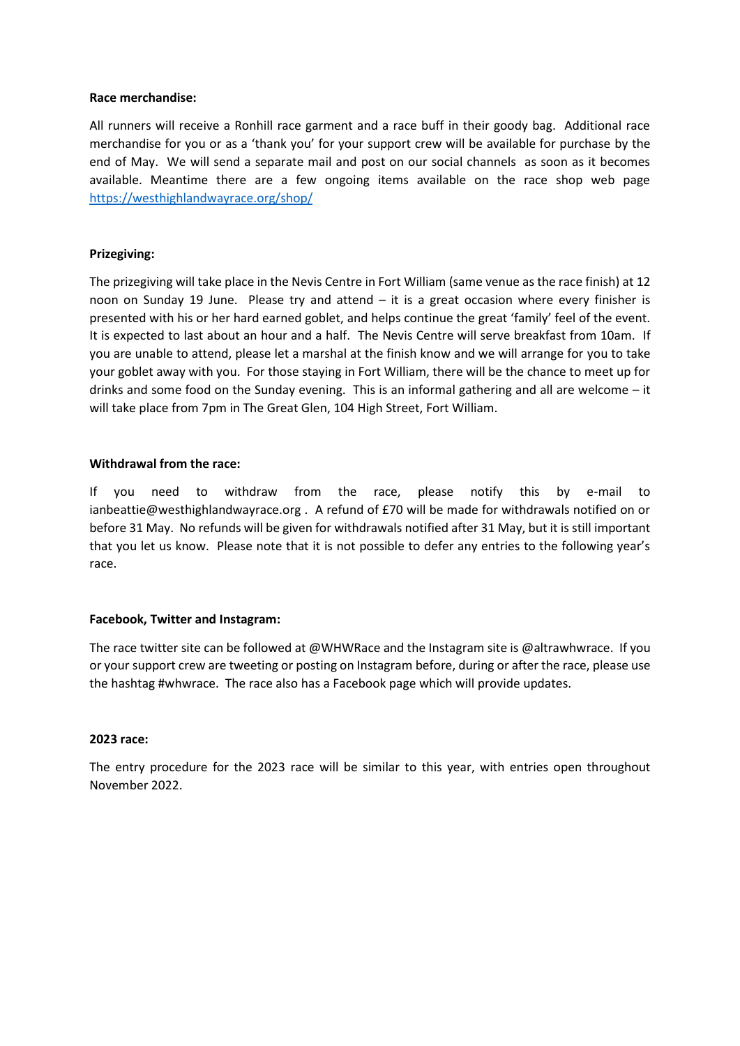**Race merchandise:**

All runners will receive a Ronhill race garment and a race buff in their goody bag. Additional race merchandise for you or as a 'thank you' for your support crew will be available for purchase by the end of May. We will send a separate mail and post on our social channels as soon as it becomes available. Meantime there are a few ongoing items available on the race shop web page https://westhighlandwayrace.org/shop/

**Prizegiving:**

The prizegiving will take place in the Nevis Centre in Fort William (same venue as the race finish) at 12 noon on Sunday 19 June. Please try and attend – it is a great occasion where every finisher is presented with his or her hard earned goblet, and helps continue the great 'family' feel of the event. It is expected to last about an hour and a half. The Nevis Centre will serve breakfast from 10am. If you are unable to attend, please let a marshal at the finish know and we will arrange for you to take your goblet away with you. For those staying in Fort William, there will be the chance to meet up for drinks and some food on the Sunday evening. This is an informal gathering and all are welcome – it will take place from 7pm in The Great Glen, 104 High Street, Fort William.

**Withdrawal from the race:**

If you need to withdraw from the race, please notify this by e-mail to ianbeattie@westhighlandwayrace.org . A refund of £70 will be made for withdrawals notified on or before 31 May. No refunds will be given for withdrawals notified after 31 May, but it is still important that you let us know. Please note that it is not possible to defer any entries to the following year's race.

**Facebook, Twitter and Instagram:**

The race twitter site can be followed at @WHWRace and the Instagram site is @altrawhwrace. If you or your support crew are tweeting or posting on Instagram before, during or after the race, please use the hashtag #whwrace. The race also has a Facebook page which will provide updates.

**2023 race:**

The entry procedure for the 2023 race will be similar to this year, with entries open throughout November 2022.